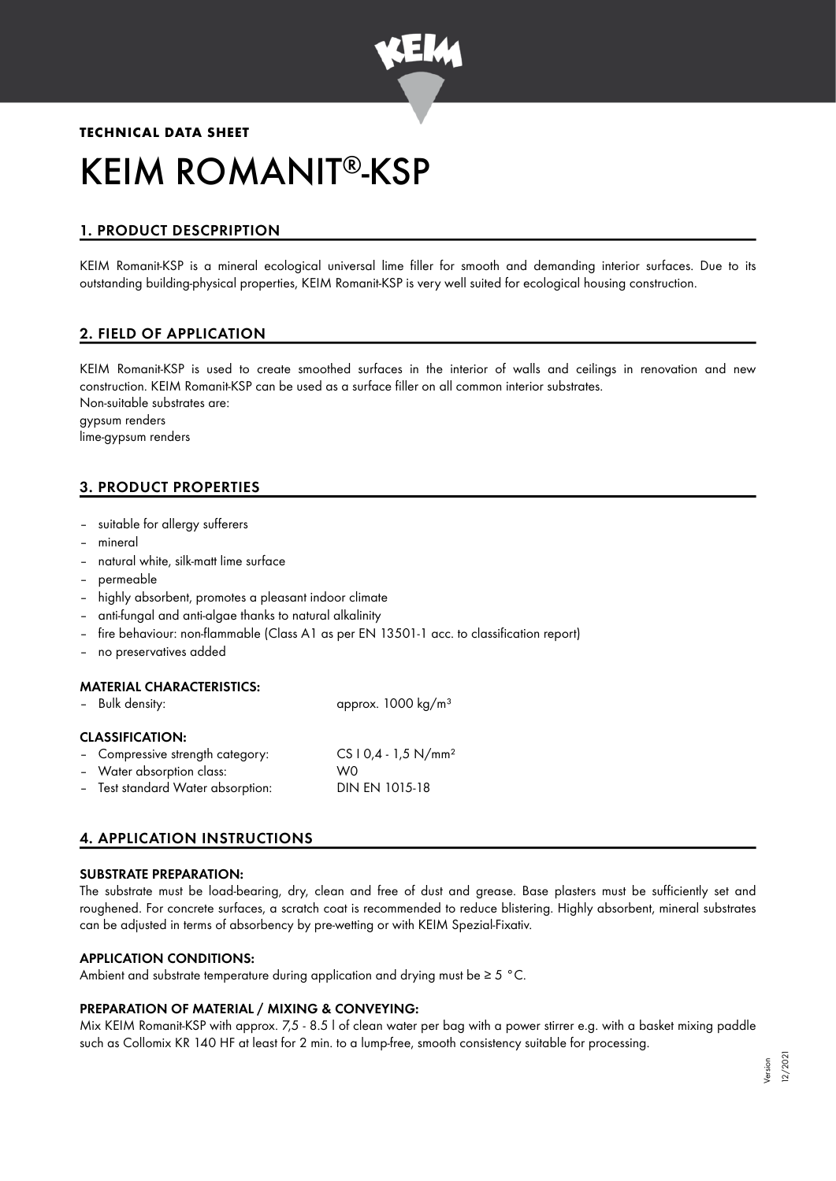**TECHNICAL DATA SHEET**

# KEIM ROMANIT®-KSP

## 1. PRODUCT DESCPRIPTION

KEIM Romanit-KSP is a mineral ecological universal lime filler for smooth and demanding interior surfaces. Due to its outstanding building-physical properties, KEIM Romanit-KSP is very well suited for ecological housing construction.

## 2. FIELD OF APPLICATION

KEIM Romanit-KSP is used to create smoothed surfaces in the interior of walls and ceilings in renovation and new construction. KEIM Romanit-KSP can be used as a surface filler on all common interior substrates.
Non-suitable substrates are:
gypsum renders
lime-gypsum renders

## 3. PRODUCT PROPERTIES

- suitable for allergy sufferers
- mineral
- natural white, silk-matt lime surface
- permeable
- highly absorbent, promotes a pleasant indoor climate
- anti-fungal and anti-algae thanks to natural alkalinity
- fire behaviour: non-flammable (Class A1 as per EN 13501-1 acc. to classification report)
- no preservatives added

### MATERIAL CHARACTERISTICS:

- Bulk density: approx. 1000 kg/m³

### CLASSIFICATION:

- Compressive strength category: CS I 0,4 - 1,5 N/mm²
- Water absorption class: W0
- Test standard Water absorption: DIN EN 1015-18

## 4. APPLICATION INSTRUCTIONS

### SUBSTRATE PREPARATION:

The substrate must be load-bearing, dry, clean and free of dust and grease. Base plasters must be sufficiently set and roughened. For concrete surfaces, a scratch coat is recommended to reduce blistering. Highly absorbent, mineral substrates can be adjusted in terms of absorbency by pre-wetting or with KEIM Spezial-Fixativ.

### APPLICATION CONDITIONS:

Ambient and substrate temperature during application and drying must be ≥ 5 °C.

### PREPARATION OF MATERIAL / MIXING & CONVEYING:

Mix KEIM Romanit-KSP with approx. 7,5 - 8.5 l of clean water per bag with a power stirrer e.g. with a basket mixing paddle such as Collomix KR 140 HF at least for 2 min. to a lump-free, smooth consistency suitable for processing.

Version 12/2021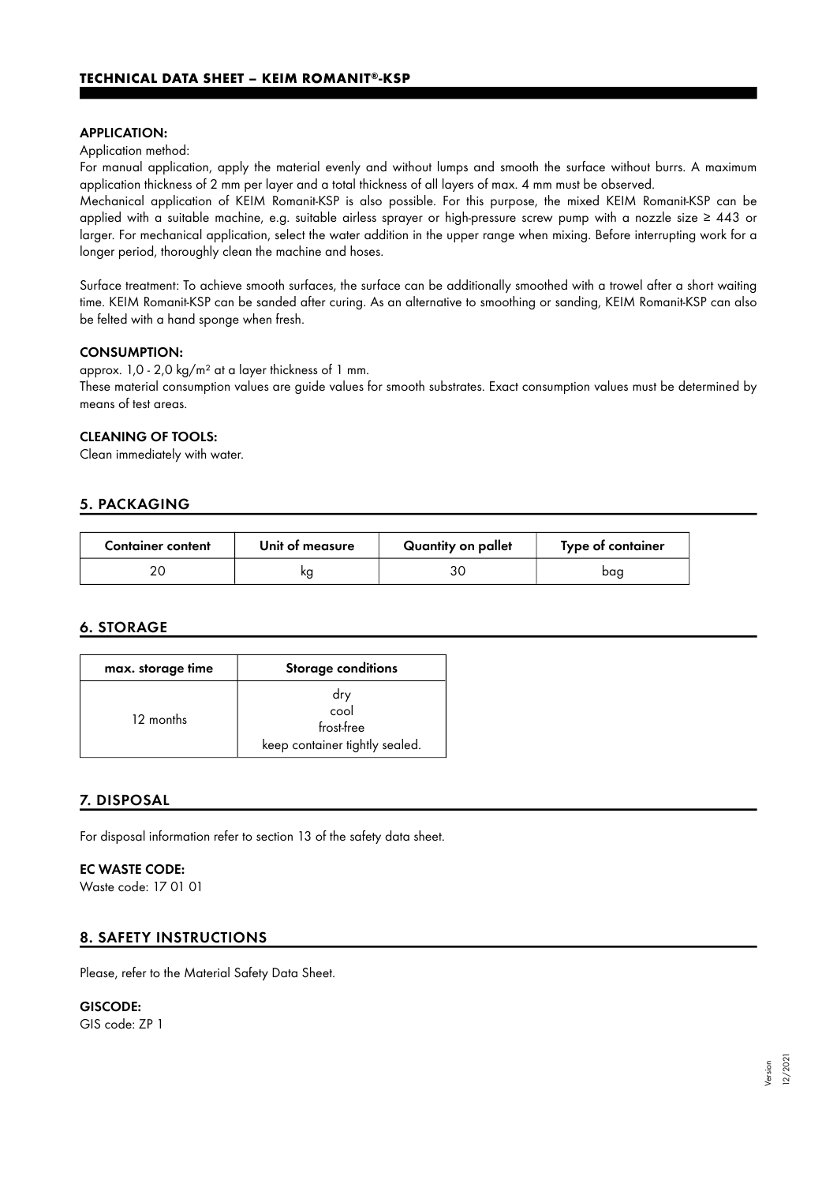#### APPLICATION:

Application method:

For manual application, apply the material evenly and without lumps and smooth the surface without burrs. A maximum application thickness of 2 mm per layer and a total thickness of all layers of max. 4 mm must be observed.

Mechanical application of KEIM Romanit-KSP is also possible. For this purpose, the mixed KEIM Romanit-KSP can be applied with a suitable machine, e.g. suitable airless sprayer or high-pressure screw pump with a nozzle size ≥ 443 or larger. For mechanical application, select the water addition in the upper range when mixing. Before interrupting work for a longer period, thoroughly clean the machine and hoses.

Surface treatment: To achieve smooth surfaces, the surface can be additionally smoothed with a trowel after a short waiting time. KEIM Romanit-KSP can be sanded after curing. As an alternative to smoothing or sanding, KEIM Romanit-KSP can also be felted with a hand sponge when fresh.

#### CONSUMPTION:

approx. 1,0 - 2,0 kg/m² at a layer thickness of 1 mm.

These material consumption values are guide values for smooth substrates. Exact consumption values must be determined by means of test areas.

#### CLEANING OF TOOLS:

Clean immediately with water.

## 5. PACKAGING

| Container content | Unit of measure | Quantity on pallet | Type of container |
|---|---|---|---|
| 20 | kg | 30 | bag |

## 6. STORAGE

| max. storage time | Storage conditions |
|---|---|
| 12 months | dry<br>cool<br>frost-free<br>keep container tightly sealed. |

## 7. DISPOSAL

For disposal information refer to section 13 of the safety data sheet.

#### EC WASTE CODE:

Waste code: 17 01 01

## 8. SAFETY INSTRUCTIONS

Please, refer to the Material Safety Data Sheet.

#### GISCODE:

GIS code: ZP 1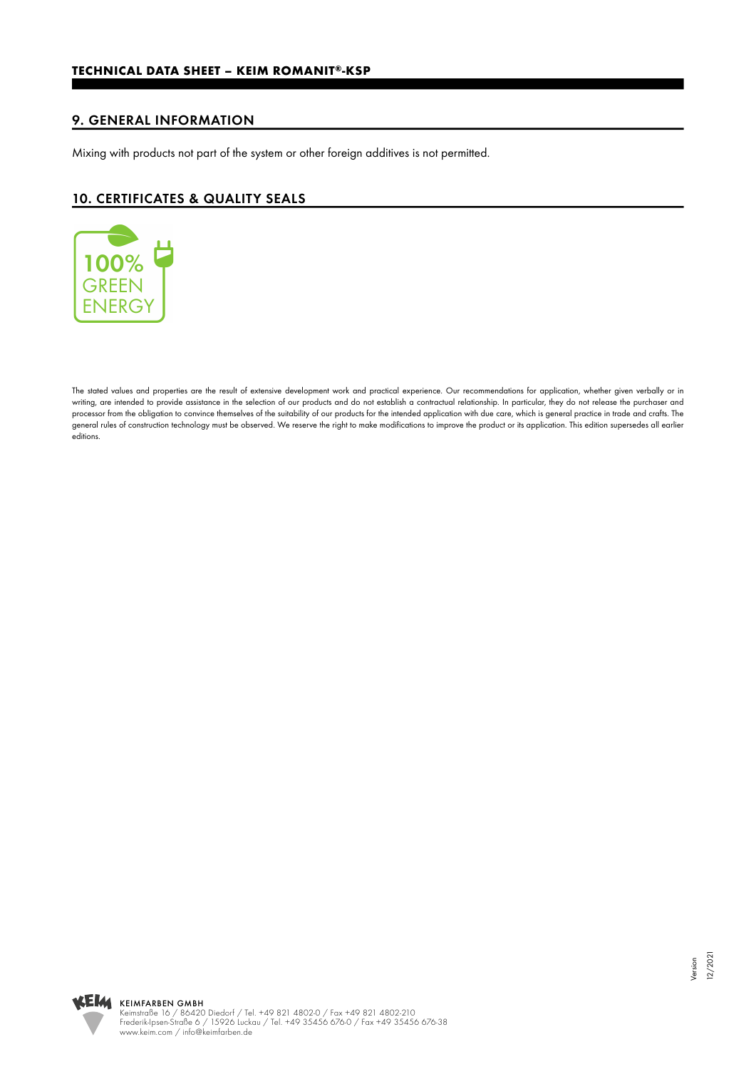## 9. GENERAL INFORMATION

Mixing with products not part of the system or other foreign additives is not permitted.

## 10. CERTIFICATES & QUALITY SEALS

100% GREEN ENERGY

The stated values and properties are the result of extensive development work and practical experience. Our recommendations for application, whether given verbally or in writing, are intended to provide assistance in the selection of our products and do not establish a contractual relationship. In particular, they do not release the purchaser and processor from the obligation to convince themselves of the suitability of our products for the intended application with due care, which is general practice in trade and crafts. The general rules of construction technology must be observed. We reserve the right to make modifications to improve the product or its application. This edition supersedes all earlier editions.

KEIMFARBEN GMBH
Keimstraße 16 / 86420 Diedorf / Tel. +49 821 4802-0 / Fax +49 821 4802-210
Frederik-Ipsen-Straße 6 / 15926 Luckau / Tel. +49 35456 676-0 / Fax +49 35456 676-38
www.keim.com / info@keimfarben.de

Version 12/2021